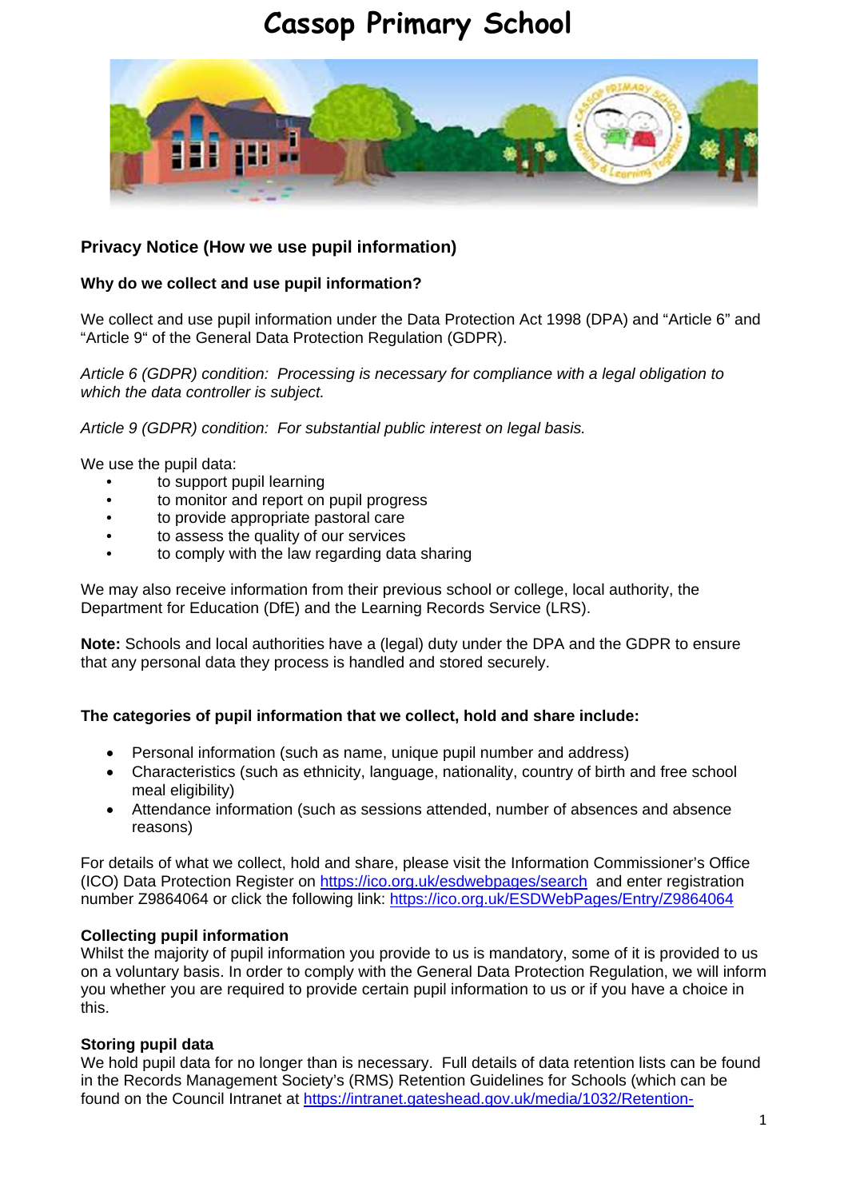# Cassop Primary School

## Privacy Notice (How we use pupil information)

### Why do we collect and use pupil information?

We collect and use pupil information under the Data Protection Act 1998 (DPA) and "Article 6" and "Article 9" of the General Data Protection Regulation (GDPR).

*Article 6 (GDPR) condition: Processing is necessary for compliance with a legal obligation to which the data controller is subject.*

*Article 9 (GDPR) condition: For substantial public interest on legal basis.*

We use the pupil data:

- to support pupil learning
- to monitor and report on pupil progress
- to provide appropriate pastoral care
- to assess the quality of our services
- to comply with the law regarding data sharing

We may also receive information from their previous school or college, local authority, the Department for Education (DfE) and the Learning Records Service (LRS).

**Note:** Schools and local authorities have a (legal) duty under the DPA and the GDPR to ensure that any personal data they process is handled and stored securely.

### The categories of pupil information that we collect, hold and share include:

- Personal information (such as name, unique pupil number and address)
- Characteristics (such as ethnicity, language, nationality, country of birth and free school meal eligibility)
- Attendance information (such as sessions attended, number of absences and absence reasons)

For details of what we collect, hold and share, please visit the Information Commissioner's Office (ICO) Data Protection Register on https://ico.org.uk/esdwebpages/search and enter registration number Z9864064 or click the following link: https://ico.org.uk/ESDWebPages/Entry/Z9864064

### Collecting pupil information

Whilst the majority of pupil information you provide to us is mandatory, some of it is provided to us on a voluntary basis. In order to comply with the General Data Protection Regulation, we will inform you whether you are required to provide certain pupil information to us or if you have a choice in this.

### Storing pupil data

We hold pupil data for no longer than is necessary. Full details of data retention lists can be found in the Records Management Society's (RMS) Retention Guidelines for Schools (which can be found on the Council Intranet at https://intranet.gateshead.gov.uk/media/1032/Retention-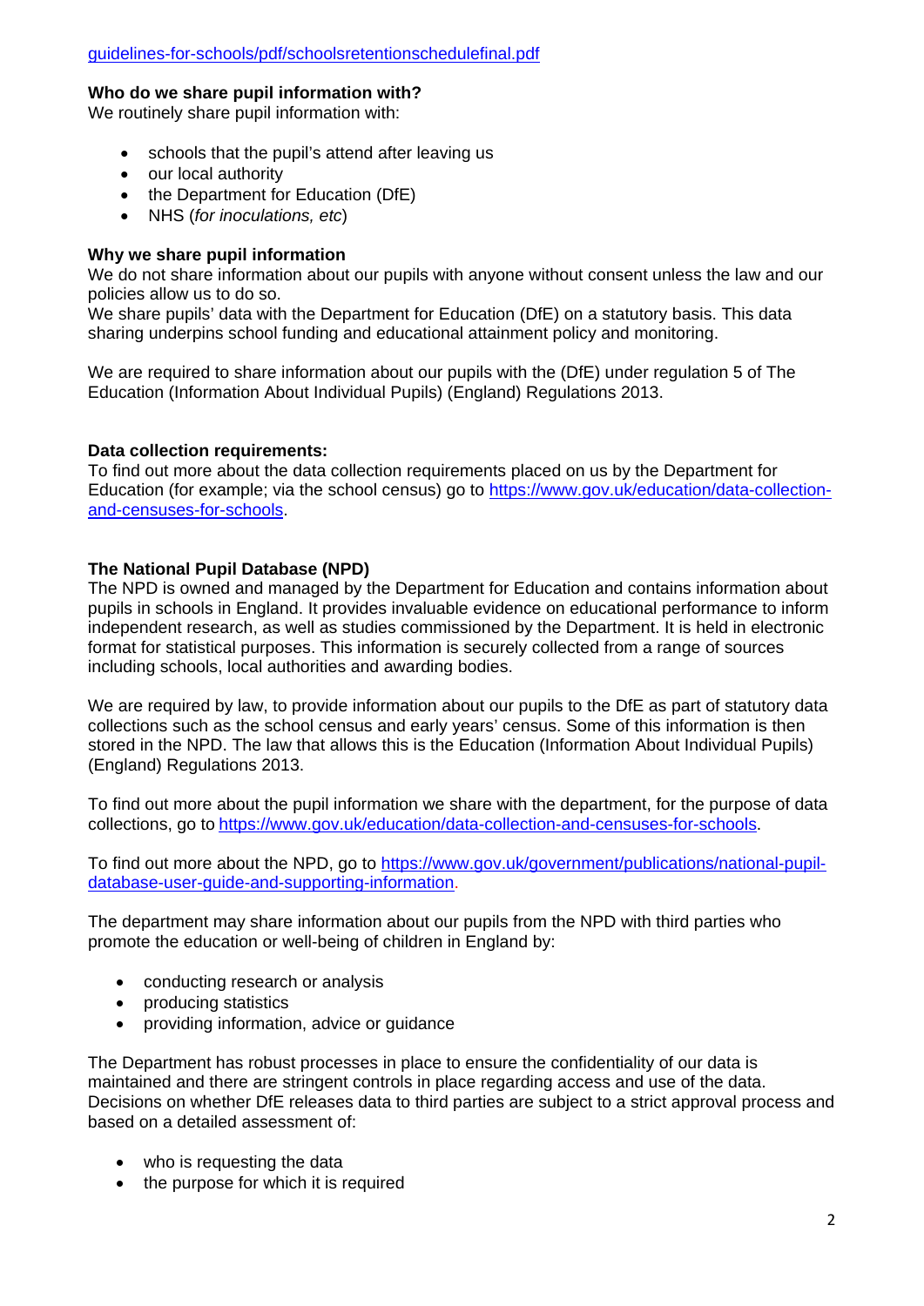guidelines-for-schools/pdf/schoolsretentionschedulefinal.pdf

**Who do we share pupil information with?**
We routinely share pupil information with:

- schools that the pupil's attend after leaving us
- our local authority
- the Department for Education (DfE)
- NHS (*for inoculations, etc*)

**Why we share pupil information**
We do not share information about our pupils with anyone without consent unless the law and our policies allow us to do so.
We share pupils' data with the Department for Education (DfE) on a statutory basis. This data sharing underpins school funding and educational attainment policy and monitoring.

We are required to share information about our pupils with the (DfE) under regulation 5 of The Education (Information About Individual Pupils) (England) Regulations 2013.

**Data collection requirements:**
To find out more about the data collection requirements placed on us by the Department for Education (for example; via the school census) go to https://www.gov.uk/education/data-collection-and-censuses-for-schools.

**The National Pupil Database (NPD)**
The NPD is owned and managed by the Department for Education and contains information about pupils in schools in England. It provides invaluable evidence on educational performance to inform independent research, as well as studies commissioned by the Department. It is held in electronic format for statistical purposes. This information is securely collected from a range of sources including schools, local authorities and awarding bodies.

We are required by law, to provide information about our pupils to the DfE as part of statutory data collections such as the school census and early years' census. Some of this information is then stored in the NPD. The law that allows this is the Education (Information About Individual Pupils) (England) Regulations 2013.

To find out more about the pupil information we share with the department, for the purpose of data collections, go to https://www.gov.uk/education/data-collection-and-censuses-for-schools.

To find out more about the NPD, go to https://www.gov.uk/government/publications/national-pupil-database-user-guide-and-supporting-information.

The department may share information about our pupils from the NPD with third parties who promote the education or well-being of children in England by:

- conducting research or analysis
- producing statistics
- providing information, advice or guidance

The Department has robust processes in place to ensure the confidentiality of our data is maintained and there are stringent controls in place regarding access and use of the data. Decisions on whether DfE releases data to third parties are subject to a strict approval process and based on a detailed assessment of:

- who is requesting the data
- the purpose for which it is required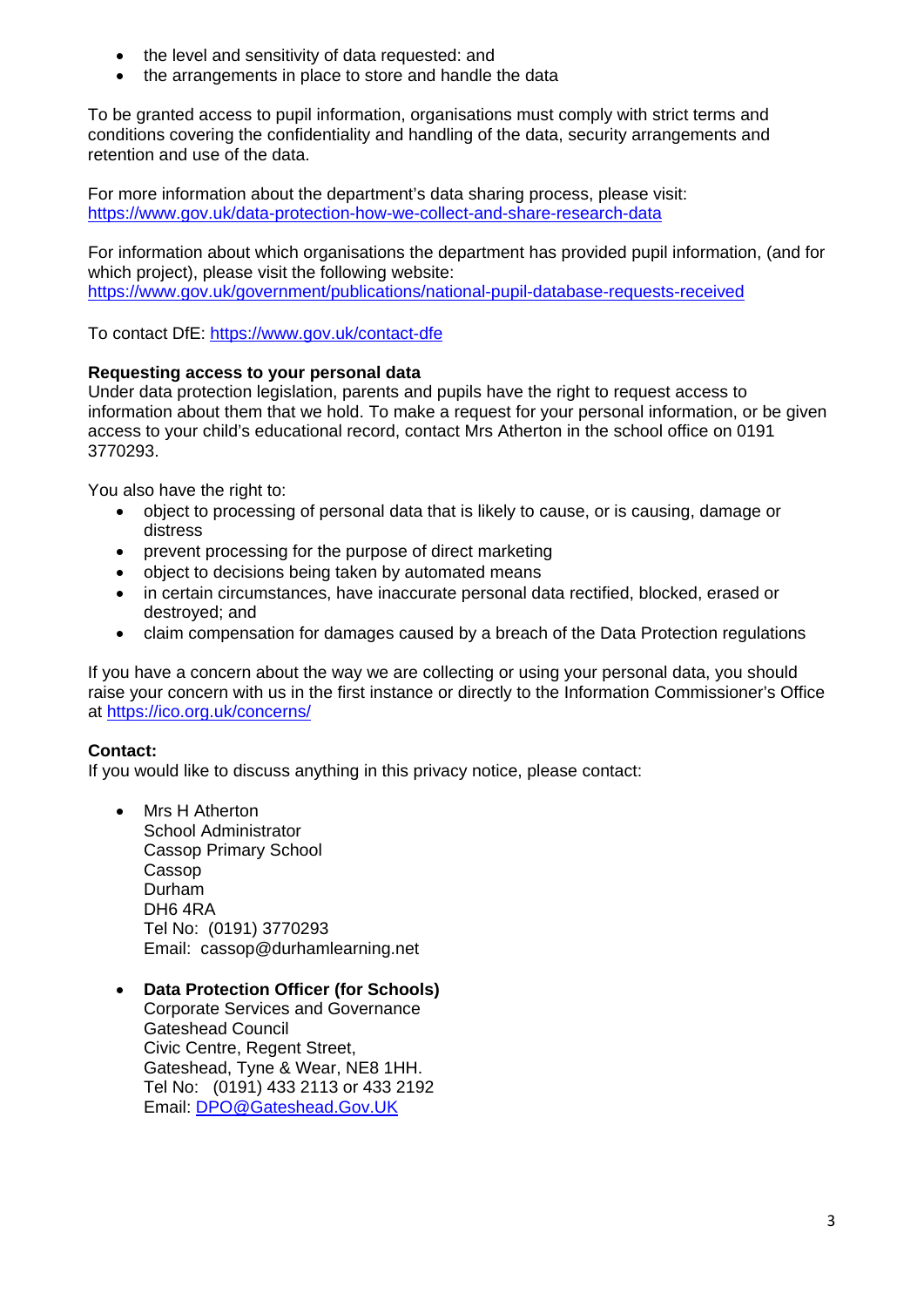- the level and sensitivity of data requested: and
- the arrangements in place to store and handle the data

To be granted access to pupil information, organisations must comply with strict terms and conditions covering the confidentiality and handling of the data, security arrangements and retention and use of the data.

For more information about the department's data sharing process, please visit: https://www.gov.uk/data-protection-how-we-collect-and-share-research-data

For information about which organisations the department has provided pupil information, (and for which project), please visit the following website: https://www.gov.uk/government/publications/national-pupil-database-requests-received

To contact DfE: https://www.gov.uk/contact-dfe

**Requesting access to your personal data**

Under data protection legislation, parents and pupils have the right to request access to information about them that we hold. To make a request for your personal information, or be given access to your child's educational record, contact Mrs Atherton in the school office on 0191 3770293.

You also have the right to:

- object to processing of personal data that is likely to cause, or is causing, damage or distress
- prevent processing for the purpose of direct marketing
- object to decisions being taken by automated means
- in certain circumstances, have inaccurate personal data rectified, blocked, erased or destroyed; and
- claim compensation for damages caused by a breach of the Data Protection regulations

If you have a concern about the way we are collecting or using your personal data, you should raise your concern with us in the first instance or directly to the Information Commissioner's Office at https://ico.org.uk/concerns/

**Contact:**

If you would like to discuss anything in this privacy notice, please contact:

- Mrs H Atherton
  School Administrator
  Cassop Primary School
  Cassop
  Durham
  DH6 4RA
  Tel No: (0191) 3770293
  Email: cassop@durhamlearning.net

- **Data Protection Officer (for Schools)**
  Corporate Services and Governance
  Gateshead Council
  Civic Centre, Regent Street,
  Gateshead, Tyne & Wear, NE8 1HH.
  Tel No: (0191) 433 2113 or 433 2192
  Email: DPO@Gateshead.Gov.UK